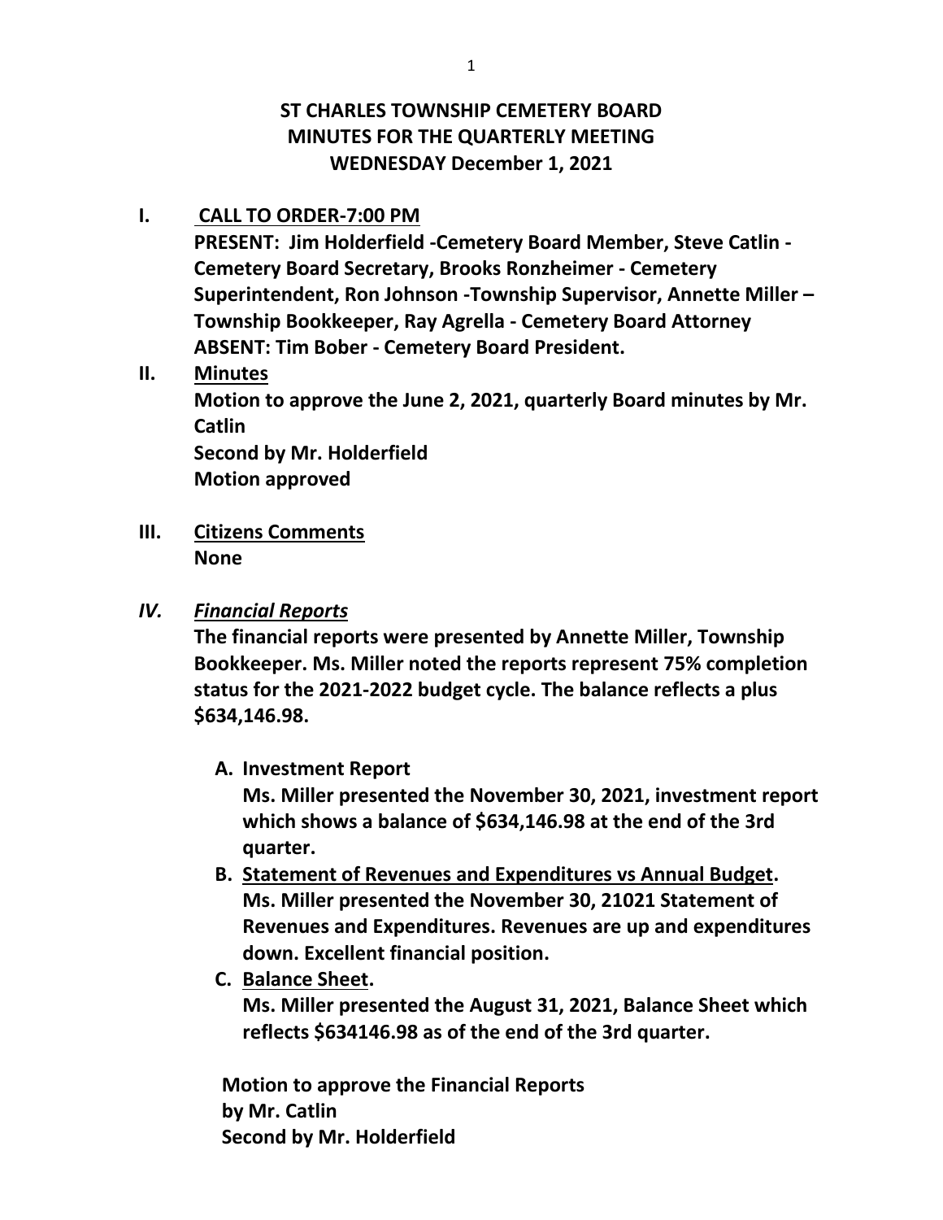# ST CHARLES TOWNSHIP CEMETERY BOARD
# MINUTES FOR THE QUARTERLY MEETING
# WEDNESDAY December 1, 2021

**I. CALL TO ORDER-7:00 PM**

**PRESENT: Jim Holderfield -Cemetery Board Member, Steve Catlin - Cemetery Board Secretary, Brooks Ronzheimer - Cemetery Superintendent, Ron Johnson -Township Supervisor, Annette Miller – Township Bookkeeper, Ray Agrella - Cemetery Board Attorney**

**ABSENT: Tim Bober - Cemetery Board President.**

**II. Minutes**

**Motion to approve the June 2, 2021, quarterly Board minutes by Mr. Catlin**

**Second by Mr. Holderfield**

**Motion approved**

**III. Citizens Comments**

**None**

***IV. Financial Reports***

**The financial reports were presented by Annette Miller, Township Bookkeeper. Ms. Miller noted the reports represent 75% completion status for the 2021-2022 budget cycle. The balance reflects a plus $634,146.98.**

**A. Investment Report**

**Ms. Miller presented the November 30, 2021, investment report which shows a balance of $634,146.98 at the end of the 3rd quarter.**

**B. Statement of Revenues and Expenditures vs Annual Budget.**

**Ms. Miller presented the November 30, 21021 Statement of Revenues and Expenditures. Revenues are up and expenditures down. Excellent financial position.**

**C. Balance Sheet.**

**Ms. Miller presented the August 31, 2021, Balance Sheet which reflects $634146.98 as of the end of the 3rd quarter.**

**Motion to approve the Financial Reports by Mr. Catlin**

**Second by Mr. Holderfield**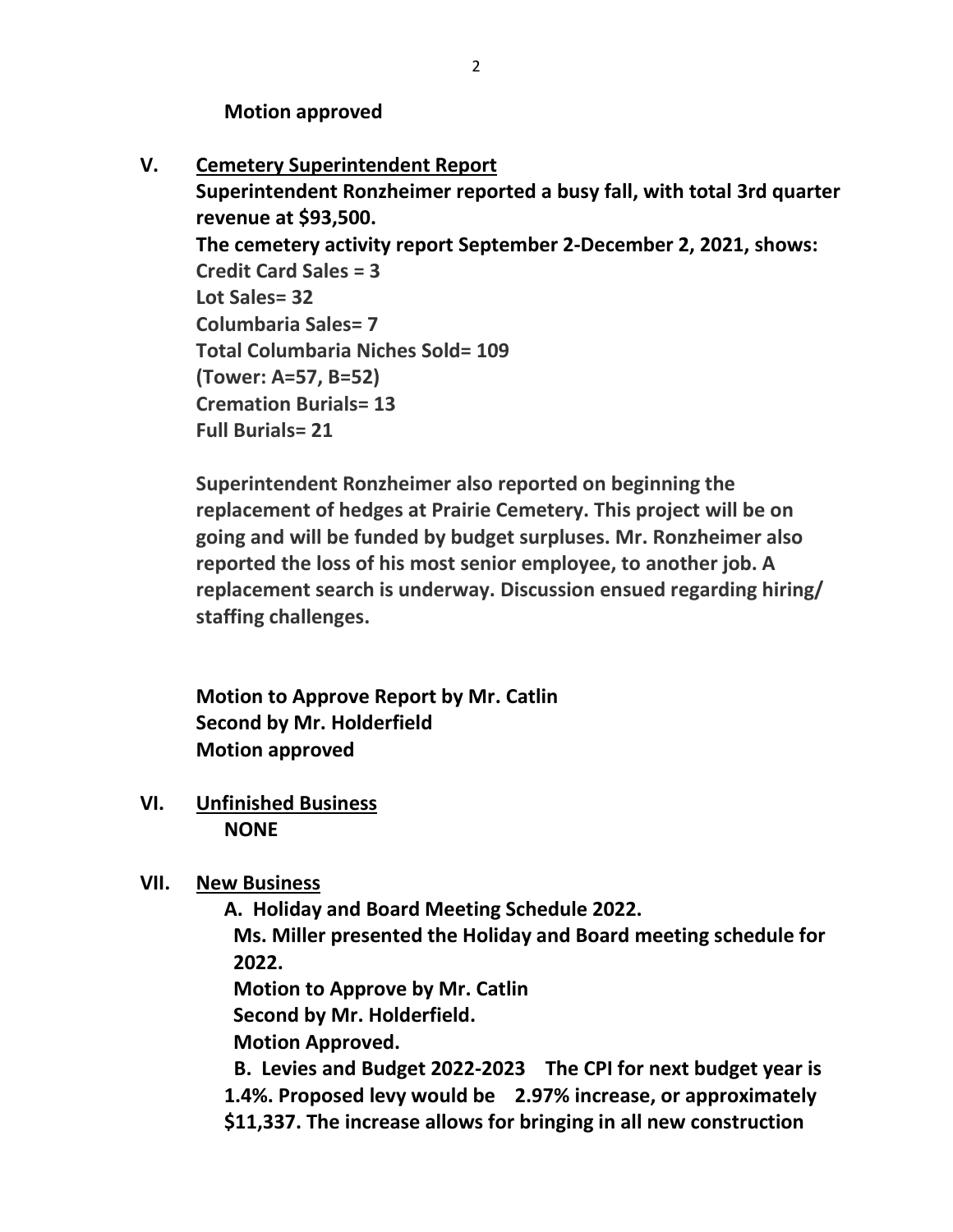**Motion approved**

**V. <u>Cemetery Superintendent Report</u>**

**Superintendent Ronzheimer reported a busy fall, with total 3rd quarter revenue at $93,500.**

**The cemetery activity report September 2-December 2, 2021, shows:**

**Credit Card Sales = 3**
**Lot Sales= 32**
**Columbaria Sales= 7**
**Total Columbaria Niches Sold= 109**
**(Tower: A=57, B=52)**
**Cremation Burials= 13**
**Full Burials= 21**

**Superintendent Ronzheimer also reported on beginning the replacement of hedges at Prairie Cemetery. This project will be on going and will be funded by budget surpluses. Mr. Ronzheimer also reported the loss of his most senior employee, to another job. A replacement search is underway. Discussion ensued regarding hiring/ staffing challenges.**

**Motion to Approve Report by Mr. Catlin**
**Second by Mr. Holderfield**
**Motion approved**

**VI. <u>Unfinished Business</u>**

**NONE**

**VII. <u>New Business</u>**

**A. Holiday and Board Meeting Schedule 2022.**

**Ms. Miller presented the Holiday and Board meeting schedule for 2022.**

**Motion to Approve by Mr. Catlin**
**Second by Mr. Holderfield.**
**Motion Approved.**

**B. Levies and Budget 2022-2023 The CPI for next budget year is 1.4%. Proposed levy would be 2.97% increase, or approximately $11,337. The increase allows for bringing in all new construction**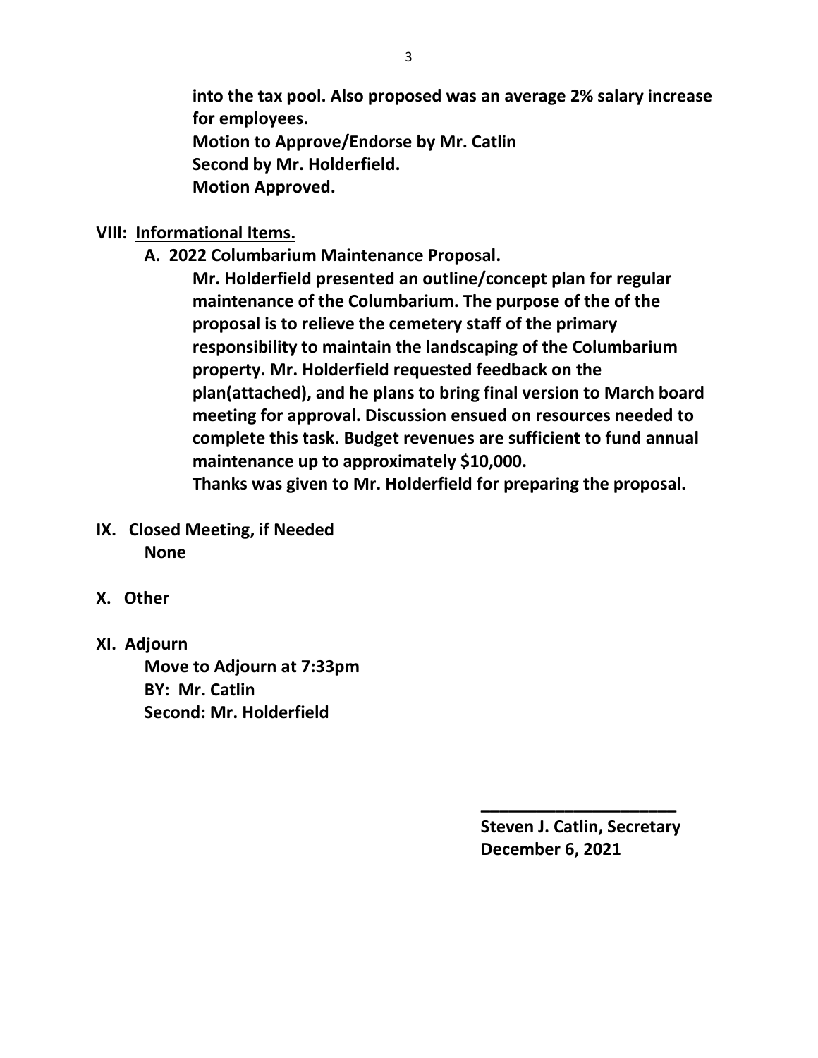**into the tax pool. Also proposed was an average 2% salary increase for employees.**
**Motion to Approve/Endorse by Mr. Catlin**
**Second by Mr. Holderfield.**
**Motion Approved.**

**VIII: Informational Items.**

**A. 2022 Columbarium Maintenance Proposal.**

**Mr. Holderfield presented an outline/concept plan for regular maintenance of the Columbarium. The purpose of the of the proposal is to relieve the cemetery staff of the primary responsibility to maintain the landscaping of the Columbarium property. Mr. Holderfield requested feedback on the plan(attached), and he plans to bring final version to March board meeting for approval. Discussion ensued on resources needed to complete this task. Budget revenues are sufficient to fund annual maintenance up to approximately $10,000.**
**Thanks was given to Mr. Holderfield for preparing the proposal.**

**IX. Closed Meeting, if Needed**
**None**

**X. Other**

**XI. Adjourn**
**Move to Adjourn at 7:33pm**
**BY: Mr. Catlin**
**Second: Mr. Holderfield**

______________________
**Steven J. Catlin, Secretary**
**December 6, 2021**